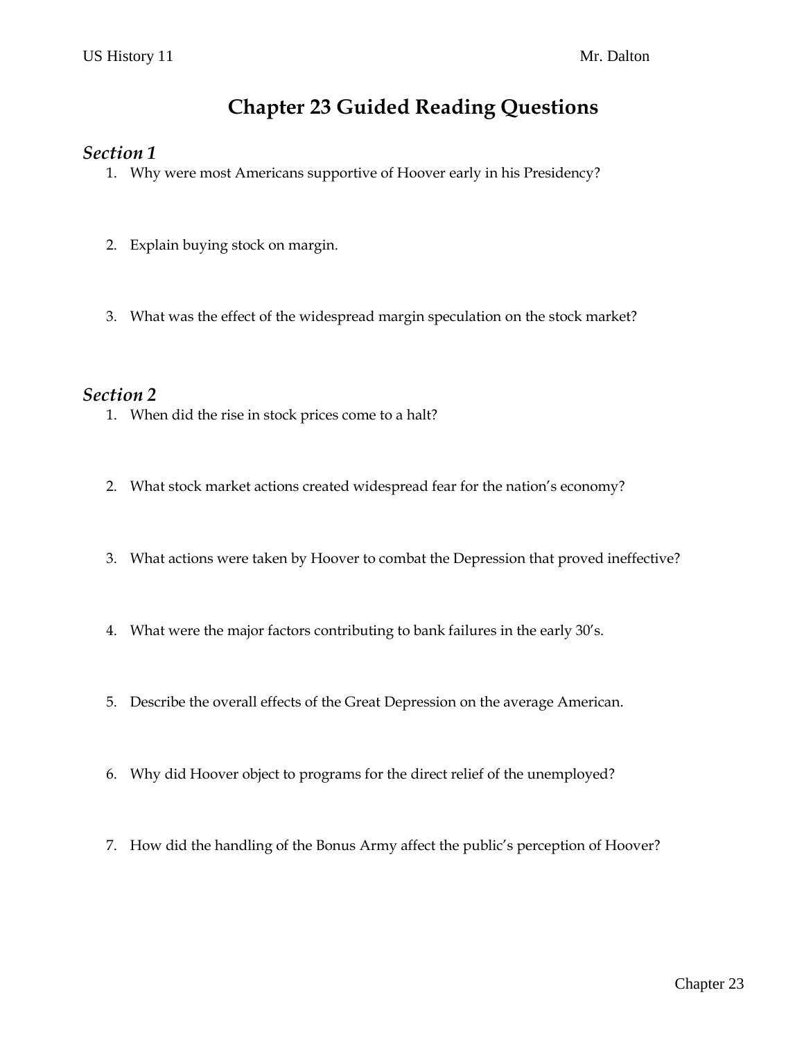# Chapter 23 Guided Reading Questions

## *Section 1*

1. Why were most Americans supportive of Hoover early in his Presidency?

2. Explain buying stock on margin.

3. What was the effect of the widespread margin speculation on the stock market?

## *Section 2*

1. When did the rise in stock prices come to a halt?

2. What stock market actions created widespread fear for the nation's economy?

3. What actions were taken by Hoover to combat the Depression that proved ineffective?

4. What were the major factors contributing to bank failures in the early 30's.

5. Describe the overall effects of the Great Depression on the average American.

6. Why did Hoover object to programs for the direct relief of the unemployed?

7. How did the handling of the Bonus Army affect the public's perception of Hoover?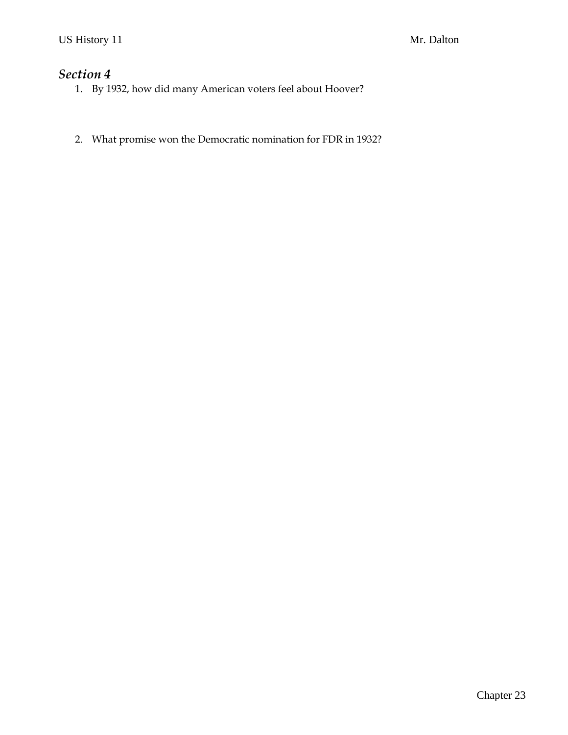## *Section 4*

1. By 1932, how did many American voters feel about Hoover?

2. What promise won the Democratic nomination for FDR in 1932?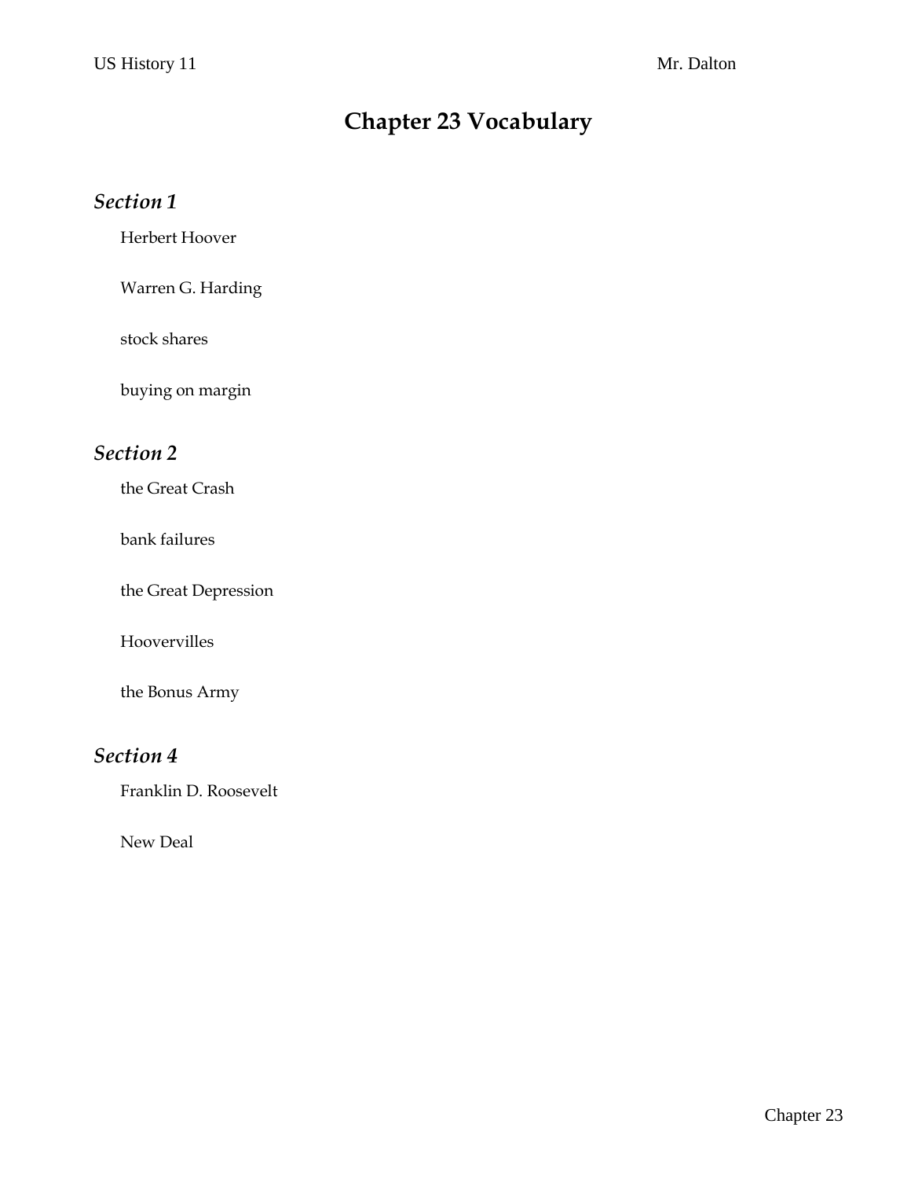# Chapter 23 Vocabulary

## *Section 1*

Herbert Hoover

Warren G. Harding

stock shares

buying on margin

## *Section 2*

the Great Crash

bank failures

the Great Depression

Hoovervilles

the Bonus Army

## *Section 4*

Franklin D. Roosevelt

New Deal